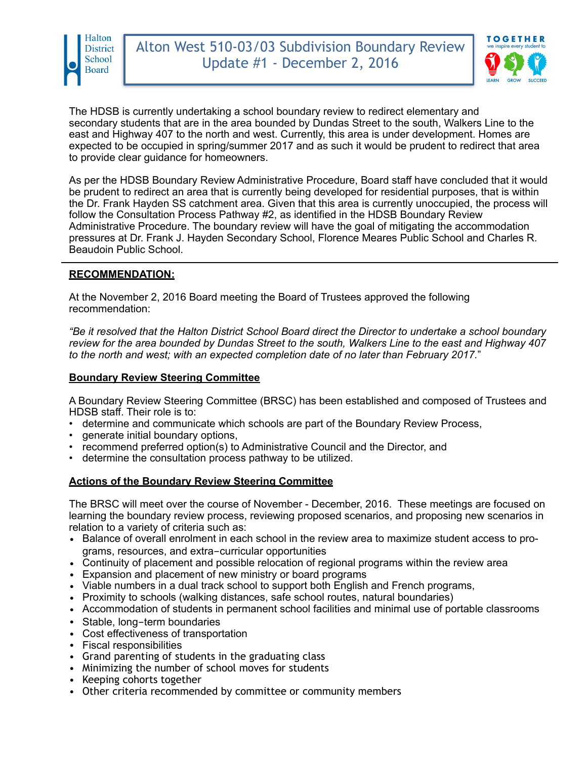# Alton West 510-03/03 Subdivision Boundary Review
## Update #1 - December 2, 2016

The HDSB is currently undertaking a school boundary review to redirect elementary and secondary students that are in the area bounded by Dundas Street to the south, Walkers Line to the east and Highway 407 to the north and west. Currently, this area is under development. Homes are expected to be occupied in spring/summer 2017 and as such it would be prudent to redirect that area to provide clear guidance for homeowners.

As per the HDSB Boundary Review Administrative Procedure, Board staff have concluded that it would be prudent to redirect an area that is currently being developed for residential purposes, that is within the Dr. Frank Hayden SS catchment area. Given that this area is currently unoccupied, the process will follow the Consultation Process Pathway #2, as identified in the HDSB Boundary Review Administrative Procedure. The boundary review will have the goal of mitigating the accommodation pressures at Dr. Frank J. Hayden Secondary School, Florence Meares Public School and Charles R. Beaudoin Public School.

---

**RECOMMENDATION:**

At the November 2, 2016 Board meeting the Board of Trustees approved the following recommendation:

*"Be it resolved that the Halton District School Board direct the Director to undertake a school boundary review for the area bounded by Dundas Street to the south, Walkers Line to the east and Highway 407 to the north and west; with an expected completion date of no later than February 2017."*

**Boundary Review Steering Committee**

A Boundary Review Steering Committee (BRSC) has been established and composed of Trustees and HDSB staff. Their role is to:

- determine and communicate which schools are part of the Boundary Review Process,
- generate initial boundary options,
- recommend preferred option(s) to Administrative Council and the Director, and
- determine the consultation process pathway to be utilized.

**Actions of the Boundary Review Steering Committee**

The BRSC will meet over the course of November - December, 2016. These meetings are focused on learning the boundary review process, reviewing proposed scenarios, and proposing new scenarios in relation to a variety of criteria such as:

- Balance of overall enrolment in each school in the review area to maximize student access to programs, resources, and extra−curricular opportunities
- Continuity of placement and possible relocation of regional programs within the review area
- Expansion and placement of new ministry or board programs
- Viable numbers in a dual track school to support both English and French programs,
- Proximity to schools (walking distances, safe school routes, natural boundaries)
- Accommodation of students in permanent school facilities and minimal use of portable classrooms
- Stable, long−term boundaries
- Cost effectiveness of transportation
- Fiscal responsibilities
- Grand parenting of students in the graduating class
- Minimizing the number of school moves for students
- Keeping cohorts together
- Other criteria recommended by committee or community members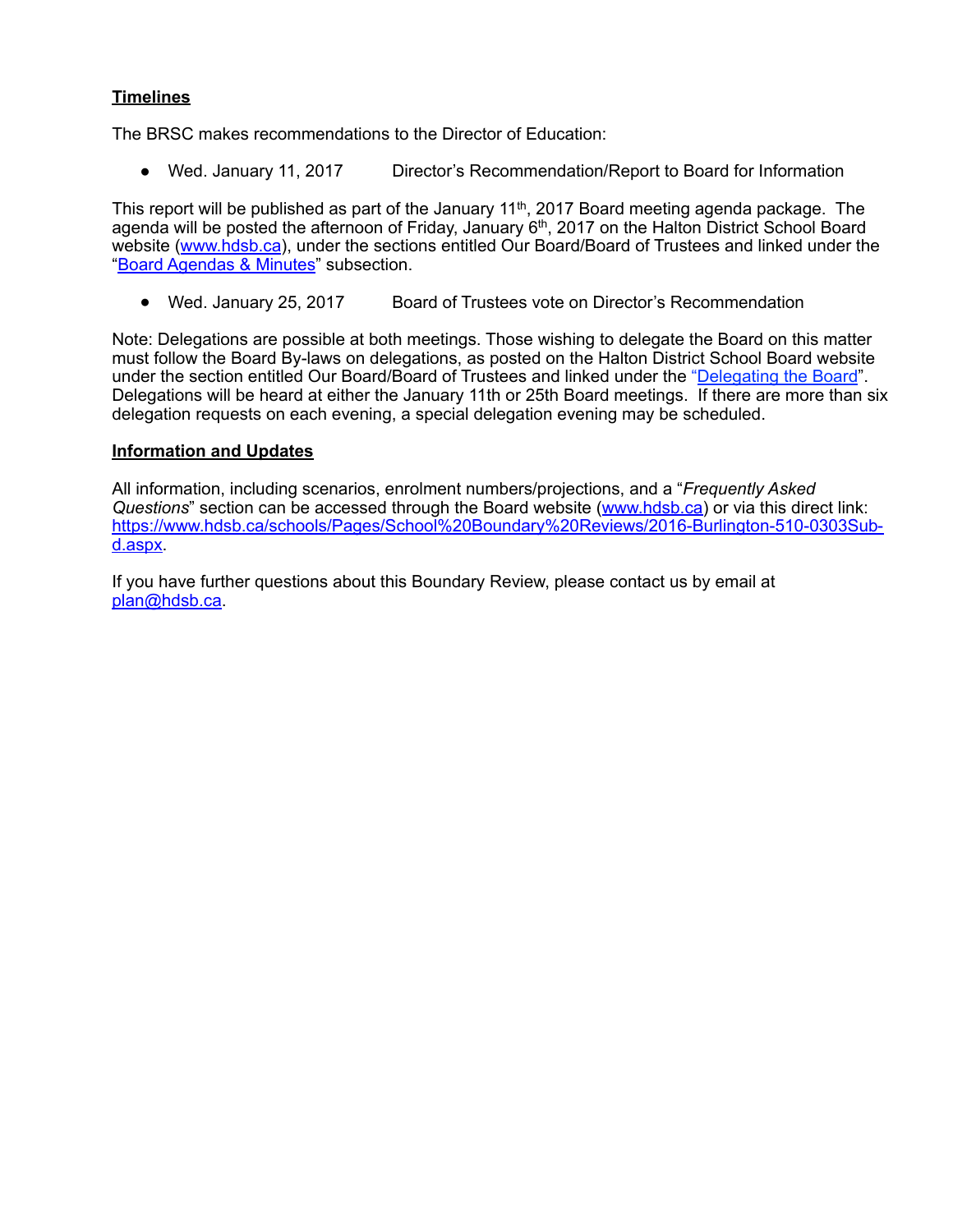**Timelines**

The BRSC makes recommendations to the Director of Education:

- Wed. January 11, 2017 Director's Recommendation/Report to Board for Information

This report will be published as part of the January 11th, 2017 Board meeting agenda package. The agenda will be posted the afternoon of Friday, January 6th, 2017 on the Halton District School Board website (www.hdsb.ca), under the sections entitled Our Board/Board of Trustees and linked under the "Board Agendas & Minutes" subsection.

- Wed. January 25, 2017 Board of Trustees vote on Director's Recommendation

Note: Delegations are possible at both meetings. Those wishing to delegate the Board on this matter must follow the Board By-laws on delegations, as posted on the Halton District School Board website under the section entitled Our Board/Board of Trustees and linked under the "Delegating the Board". Delegations will be heard at either the January 11th or 25th Board meetings. If there are more than six delegation requests on each evening, a special delegation evening may be scheduled.

**Information and Updates**

All information, including scenarios, enrolment numbers/projections, and a "*Frequently Asked Questions*" section can be accessed through the Board website (www.hdsb.ca) or via this direct link: https://www.hdsb.ca/schools/Pages/School%20Boundary%20Reviews/2016-Burlington-510-0303Sub-d.aspx.

If you have further questions about this Boundary Review, please contact us by email at plan@hdsb.ca.